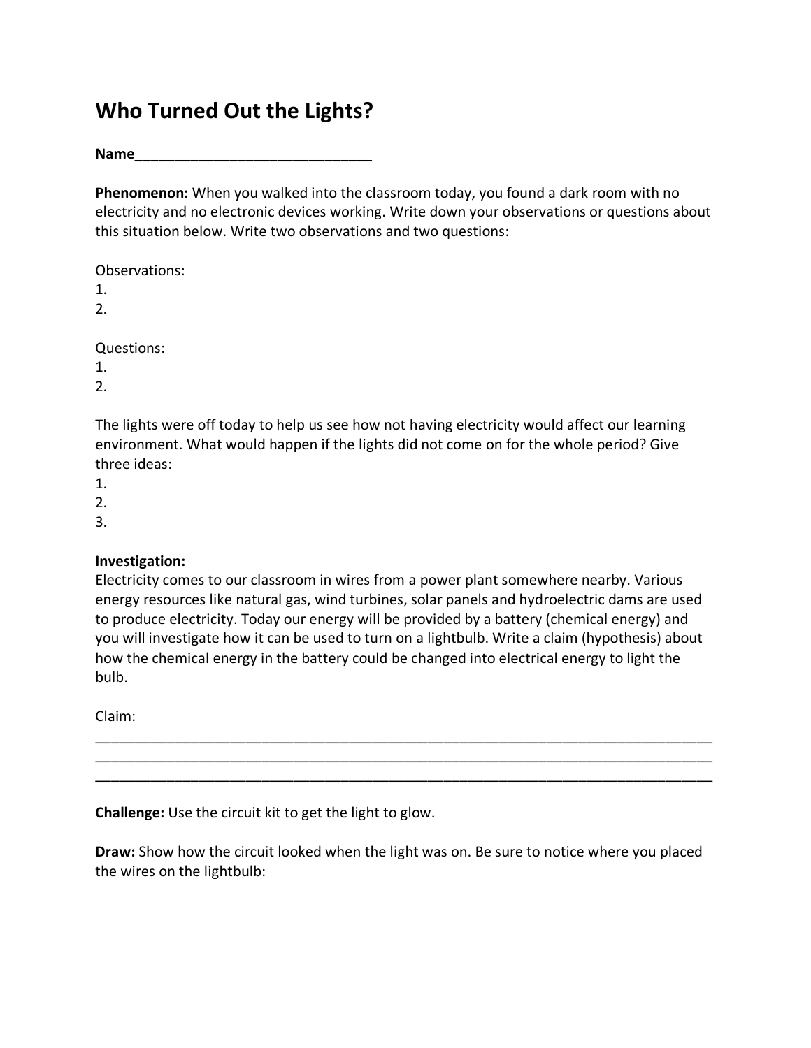# Who Turned Out the Lights?

**Name______________________________**

**Phenomenon:** When you walked into the classroom today, you found a dark room with no electricity and no electronic devices working. Write down your observations or questions about this situation below. Write two observations and two questions:

Observations:
1.
2.

Questions:
1.
2.

The lights were off today to help us see how not having electricity would affect our learning environment. What would happen if the lights did not come on for the whole period? Give three ideas:
1.
2.
3.

**Investigation:**
Electricity comes to our classroom in wires from a power plant somewhere nearby. Various energy resources like natural gas, wind turbines, solar panels and hydroelectric dams are used to produce electricity. Today our energy will be provided by a battery (chemical energy) and you will investigate how it can be used to turn on a lightbulb. Write a claim (hypothesis) about how the chemical energy in the battery could be changed into electrical energy to light the bulb.

Claim:
_______________________________________________________________________________
_______________________________________________________________________________
_______________________________________________________________________________

**Challenge:** Use the circuit kit to get the light to glow.

**Draw:** Show how the circuit looked when the light was on. Be sure to notice where you placed the wires on the lightbulb: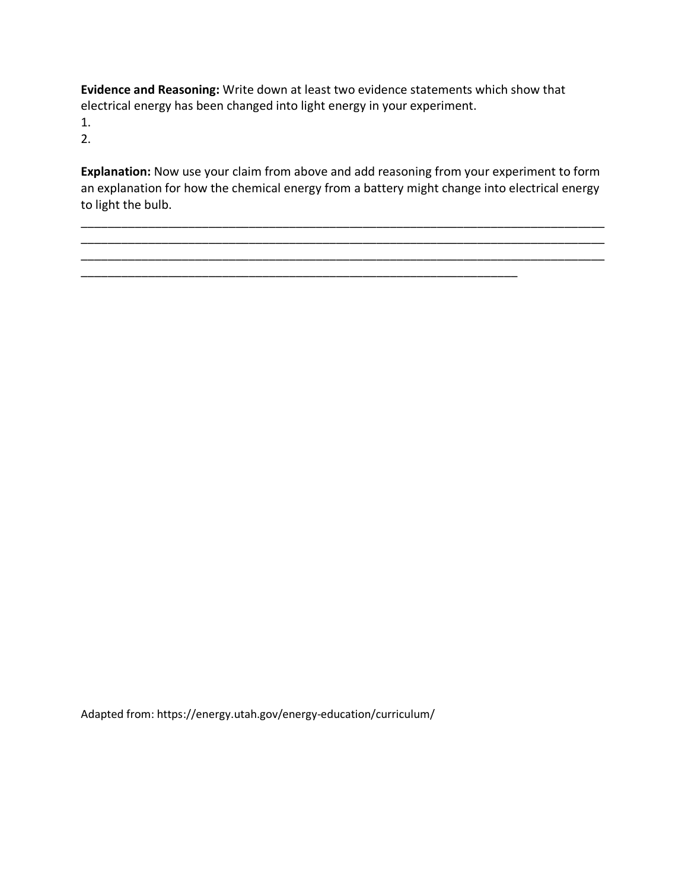**Evidence and Reasoning:** Write down at least two evidence statements which show that electrical energy has been changed into light energy in your experiment.

1.
2.

**Explanation:** Now use your claim from above and add reasoning from your experiment to form an explanation for how the chemical energy from a battery might change into electrical energy to light the bulb.

______________________________________________________________________________
______________________________________________________________________________
______________________________________________________________________________
_____________________________________________________________

Adapted from: https://energy.utah.gov/energy-education/curriculum/